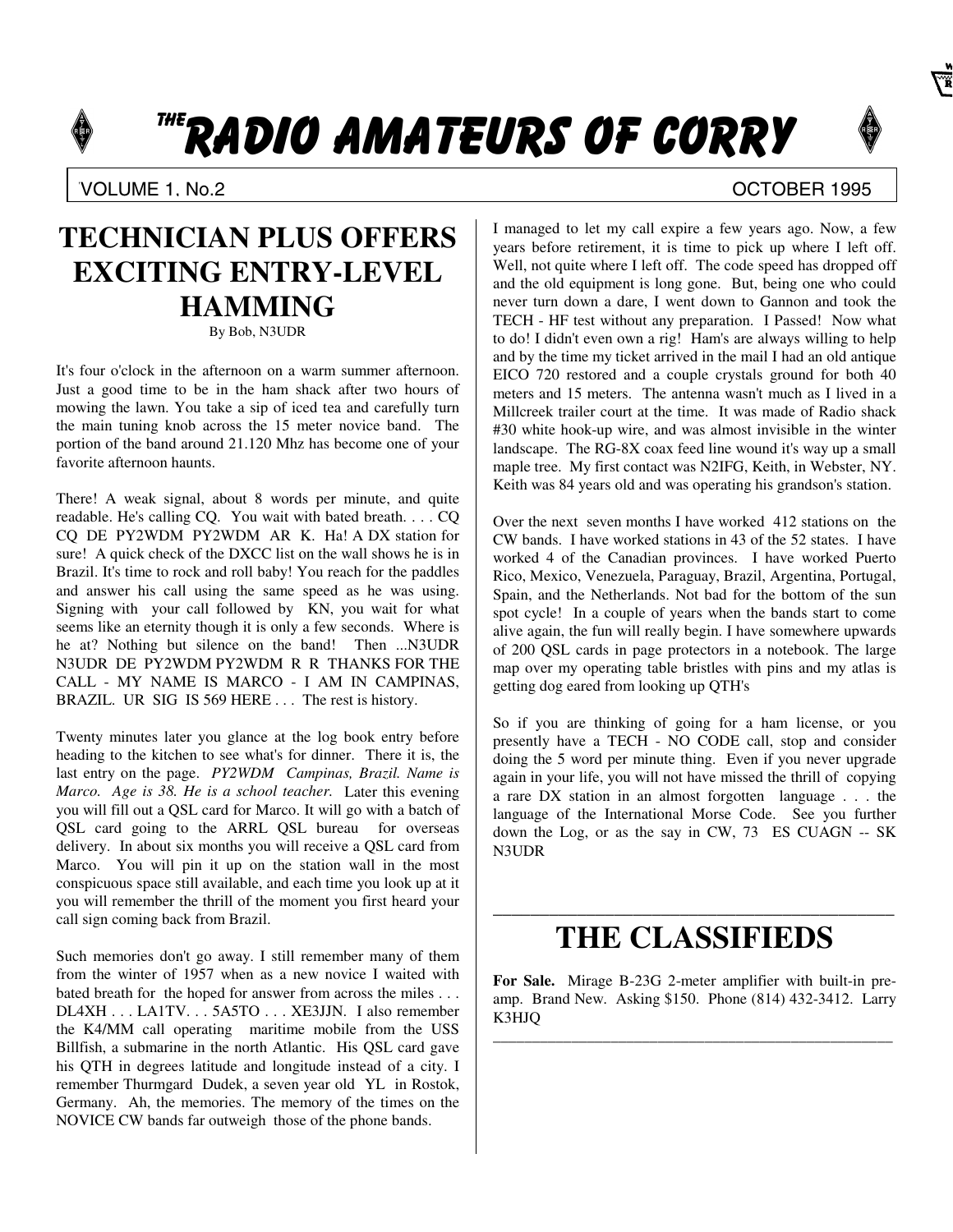# THE RADIO AMATEURS OF CORRY

VOLUME 1, No.2 OCTOBER 1995

## TECHNICIAN PLUS OFFERS EXCITING ENTRY-LEVEL HAMMING

By Bob, N3UDR

It's four o'clock in the afternoon on a warm summer afternoon. Just a good time to be in the ham shack after two hours of mowing the lawn. You take a sip of iced tea and carefully turn the main tuning knob across the 15 meter novice band. The portion of the band around 21.120 Mhz has become one of your favorite afternoon haunts.

There! A weak signal, about 8 words per minute, and quite readable. He's calling CQ. You wait with bated breath. . . . CQ CQ DE PY2WDM PY2WDM AR K. Ha! A DX station for sure! A quick check of the DXCC list on the wall shows he is in Brazil. It's time to rock and roll baby! You reach for the paddles and answer his call using the same speed as he was using. Signing with your call followed by KN, you wait for what seems like an eternity though it is only a few seconds. Where is he at? Nothing but silence on the band! Then ...N3UDR N3UDR DE PY2WDM PY2WDM R R THANKS FOR THE CALL - MY NAME IS MARCO - I AM IN CAMPINAS, BRAZIL. UR SIG IS 569 HERE . . . The rest is history.

Twenty minutes later you glance at the log book entry before heading to the kitchen to see what's for dinner. There it is, the last entry on the page. *PY2WDM Campinas, Brazil. Name is Marco. Age is 38. He is a school teacher.* Later this evening you will fill out a QSL card for Marco. It will go with a batch of QSL card going to the ARRL QSL bureau for overseas delivery. In about six months you will receive a QSL card from Marco. You will pin it up on the station wall in the most conspicuous space still available, and each time you look up at it you will remember the thrill of the moment you first heard your call sign coming back from Brazil.

Such memories don't go away. I still remember many of them from the winter of 1957 when as a new novice I waited with bated breath for the hoped for answer from across the miles . . . DL4XH . . . LA1TV. . . 5A5TO . . . XE3JJN. I also remember the K4/MM call operating maritime mobile from the USS Billfish, a submarine in the north Atlantic. His QSL card gave his QTH in degrees latitude and longitude instead of a city. I remember Thurmgard Dudek, a seven year old YL in Rostok, Germany. Ah, the memories. The memory of the times on the NOVICE CW bands far outweigh those of the phone bands.

I managed to let my call expire a few years ago. Now, a few years before retirement, it is time to pick up where I left off. Well, not quite where I left off. The code speed has dropped off and the old equipment is long gone. But, being one who could never turn down a dare, I went down to Gannon and took the TECH - HF test without any preparation. I Passed! Now what to do! I didn't even own a rig! Ham's are always willing to help and by the time my ticket arrived in the mail I had an old antique EICO 720 restored and a couple crystals ground for both 40 meters and 15 meters. The antenna wasn't much as I lived in a Millcreek trailer court at the time. It was made of Radio shack #30 white hook-up wire, and was almost invisible in the winter landscape. The RG-8X coax feed line wound it's way up a small maple tree. My first contact was N2IFG, Keith, in Webster, NY. Keith was 84 years old and was operating his grandson's station.

Over the next seven months I have worked 412 stations on the CW bands. I have worked stations in 43 of the 52 states. I have worked 4 of the Canadian provinces. I have worked Puerto Rico, Mexico, Venezuela, Paraguay, Brazil, Argentina, Portugal, Spain, and the Netherlands. Not bad for the bottom of the sun spot cycle! In a couple of years when the bands start to come alive again, the fun will really begin. I have somewhere upwards of 200 QSL cards in page protectors in a notebook. The large map over my operating table bristles with pins and my atlas is getting dog eared from looking up QTH's

So if you are thinking of going for a ham license, or you presently have a TECH - NO CODE call, stop and consider doing the 5 word per minute thing. Even if you never upgrade again in your life, you will not have missed the thrill of copying a rare DX station in an almost forgotten language . . . the language of the International Morse Code. See you further down the Log, or as the say in CW, 73 ES CUAGN -- SK N3UDR

---

## THE CLASSIFIEDS

**For Sale.** Mirage B-23G 2-meter amplifier with built-in pre-amp. Brand New. Asking $150. Phone (814) 432-3412. Larry K3HJQ

---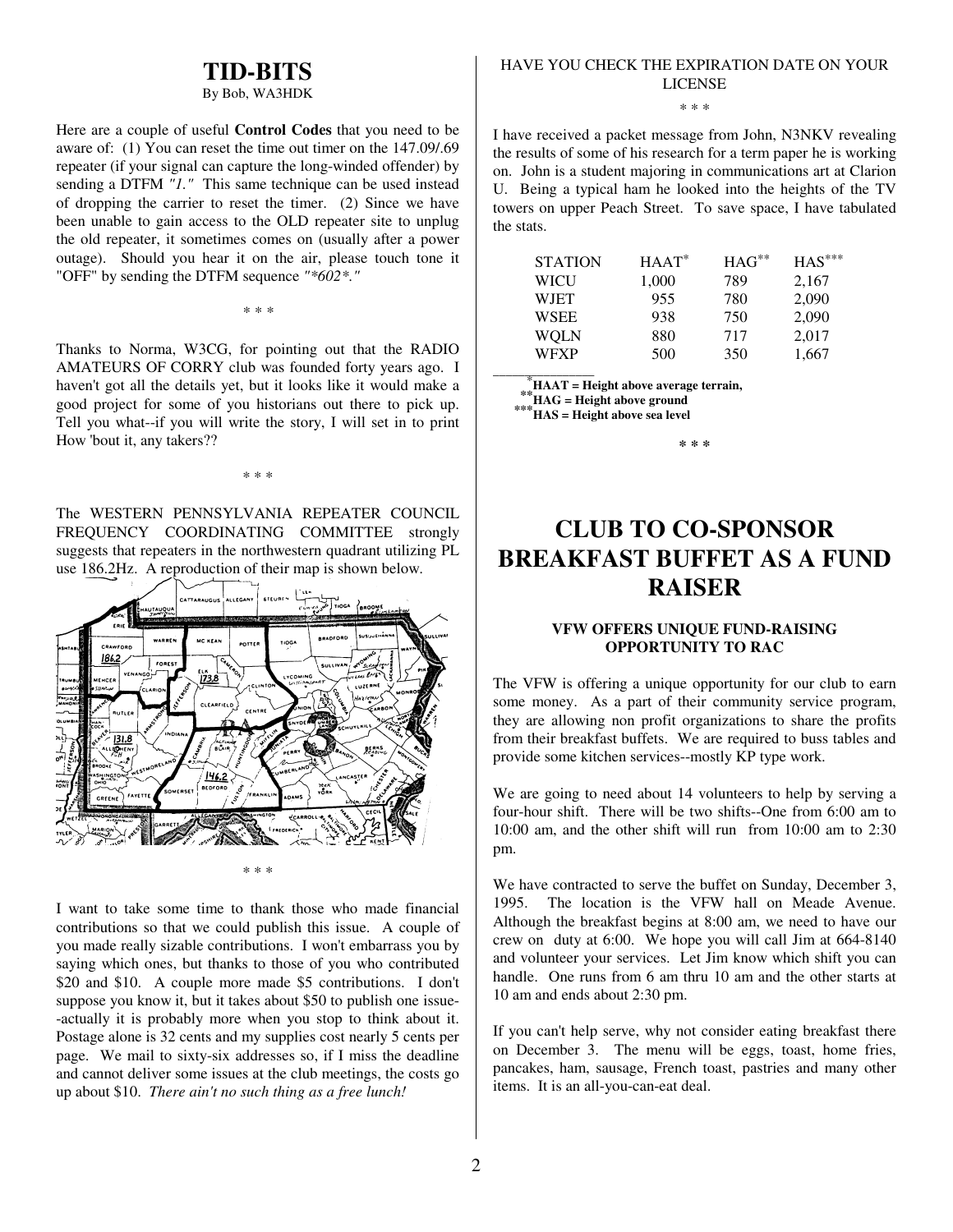# TID-BITS

By Bob, WA3HDK

Here are a couple of useful **Control Codes** that you need to be aware of: (1) You can reset the time out timer on the 147.09/.69 repeater (if your signal can capture the long-winded offender) by sending a DTFM *"1."* This same technique can be used instead of dropping the carrier to reset the timer. (2) Since we have been unable to gain access to the OLD repeater site to unplug the old repeater, it sometimes comes on (usually after a power outage). Should you hear it on the air, please touch tone it "OFF" by sending the DTFM sequence *"*602*."*

\* \* \*

Thanks to Norma, W3CG, for pointing out that the RADIO AMATEURS OF CORRY club was founded forty years ago. I haven't got all the details yet, but it looks like it would make a good project for some of you historians out there to pick up. Tell you what--if you will write the story, I will set in to print How 'bout it, any takers??

\* \* \*

The WESTERN PENNSYLVANIA REPEATER COUNCIL FREQUENCY COORDINATING COMMITTEE strongly suggests that repeaters in the northwestern quadrant utilizing PL use 186.2Hz. A reproduction of their map is shown below.

\* \* \*

I want to take some time to thank those who made financial contributions so that we could publish this issue. A couple of you made really sizable contributions. I won't embarrass you by saying which ones, but thanks to those of you who contributed \$20 and \$10. A couple more made \$5 contributions. I don't suppose you know it, but it takes about \$50 to publish one issue--actually it is probably more when you stop to think about it. Postage alone is 32 cents and my supplies cost nearly 5 cents per page. We mail to sixty-six addresses so, if I miss the deadline and cannot deliver some issues at the club meetings, the costs go up about \$10. *There ain't no such thing as a free lunch!*

HAVE YOU CHECK THE EXPIRATION DATE ON YOUR LICENSE

\* \* \*

I have received a packet message from John, N3NKV revealing the results of some of his research for a term paper he is working on. John is a student majoring in communications art at Clarion U. Being a typical ham he looked into the heights of the TV towers on upper Peach Street. To save space, I have tabulated the stats.

| STATION | HAAT* | HAG** | HAS*** |
|---|---|---|---|
| WICU | 1,000 | 789 | 2,167 |
| WJET | 955 | 780 | 2,090 |
| WSEE | 938 | 750 | 2,090 |
| WQLN | 880 | 717 | 2,017 |
| WFXP | 500 | 350 | 1,667 |

**\*HAAT = Height above average terrain,**
**\*\*HAG = Height above ground**
**\*\*\*HAS = Height above sea level**

\* \* \*

# CLUB TO CO-SPONSOR BREAKFAST BUFFET AS A FUND RAISER

### VFW OFFERS UNIQUE FUND-RAISING OPPORTUNITY TO RAC

The VFW is offering a unique opportunity for our club to earn some money. As a part of their community service program, they are allowing non profit organizations to share the profits from their breakfast buffets. We are required to buss tables and provide some kitchen services--mostly KP type work.

We are going to need about 14 volunteers to help by serving a four-hour shift. There will be two shifts--One from 6:00 am to 10:00 am, and the other shift will run from 10:00 am to 2:30 pm.

We have contracted to serve the buffet on Sunday, December 3, 1995. The location is the VFW hall on Meade Avenue. Although the breakfast begins at 8:00 am, we need to have our crew on duty at 6:00. We hope you will call Jim at 664-8140 and volunteer your services. Let Jim know which shift you can handle. One runs from 6 am thru 10 am and the other starts at 10 am and ends about 2:30 pm.

If you can't help serve, why not consider eating breakfast there on December 3. The menu will be eggs, toast, home fries, pancakes, ham, sausage, French toast, pastries and many other items. It is an all-you-can-eat deal.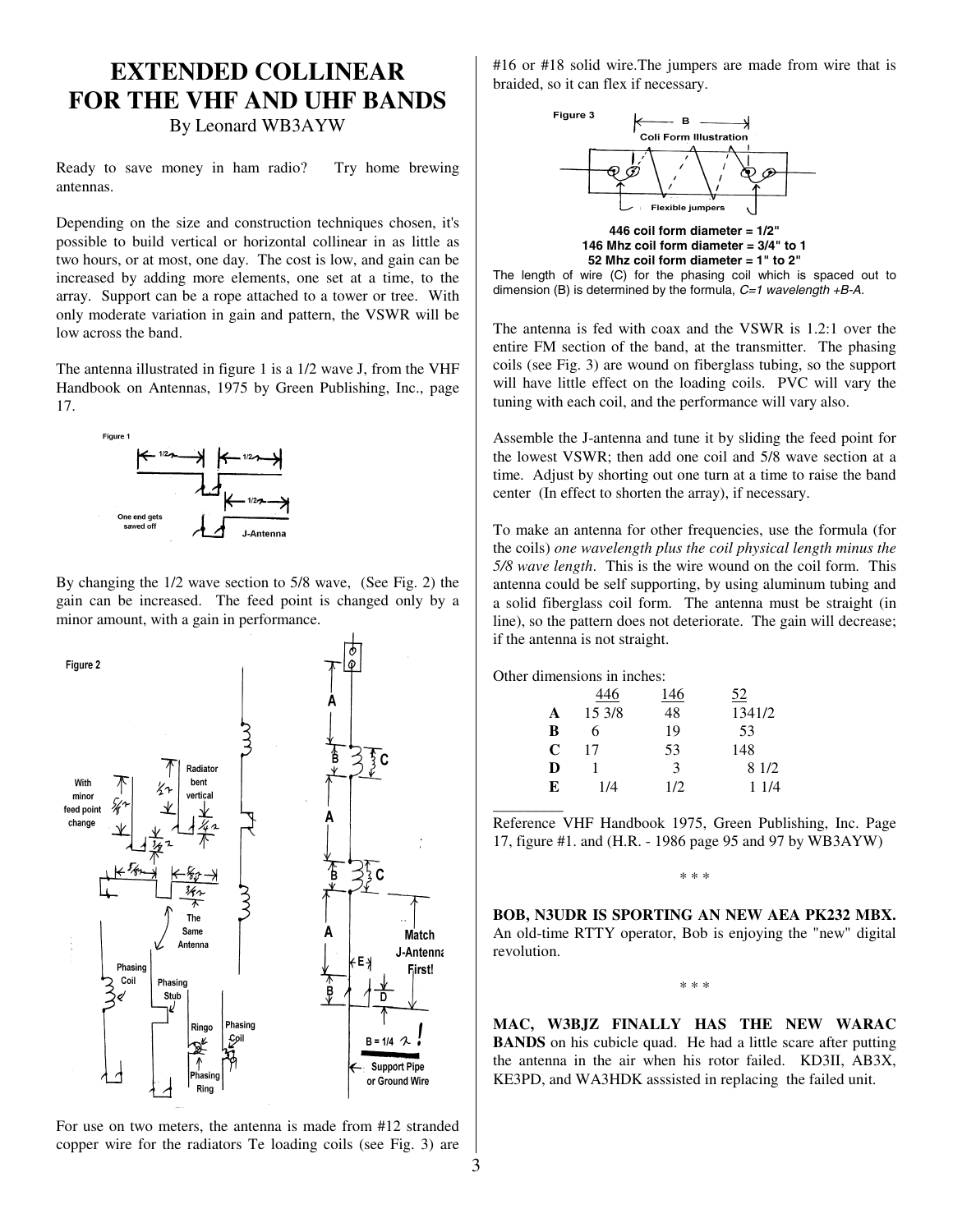# EXTENDED COLLINEAR FOR THE VHF AND UHF BANDS

By Leonard WB3AYW

Ready to save money in ham radio? Try home brewing antennas.

Depending on the size and construction techniques chosen, it's possible to build vertical or horizontal collinear in as little as two hours, or at most, one day. The cost is low, and gain can be increased by adding more elements, one set at a time, to the array. Support can be a rope attached to a tower or tree. With only moderate variation in gain and pattern, the VSWR will be low across the band.

The antenna illustrated in figure 1 is a 1/2 wave J, from the VHF Handbook on Antennas, 1975 by Green Publishing, Inc., page 17.

Figure 1

By changing the 1/2 wave section to 5/8 wave, (See Fig. 2) the gain can be increased. The feed point is changed only by a minor amount, with a gain in performance.

Figure 2

For use on two meters, the antenna is made from #12 stranded copper wire for the radiators Te loading coils (see Fig. 3) are #16 or #18 solid wire.The jumpers are made from wire that is braided, so it can flex if necessary.

Figure 3

446 coil form diameter = 1/2"
146 Mhz coil form diameter = 3/4" to 1
52 Mhz coil form diameter = 1" to 2"

The length of wire (C) for the phasing coil which is spaced out to dimension (B) is determined by the formula, *C=1 wavelength +B-A.*

The antenna is fed with coax and the VSWR is 1.2:1 over the entire FM section of the band, at the transmitter. The phasing coils (see Fig. 3) are wound on fiberglass tubing, so the support will have little effect on the loading coils. PVC will vary the tuning with each coil, and the performance will vary also.

Assemble the J-antenna and tune it by sliding the feed point for the lowest VSWR; then add one coil and 5/8 wave section at a time. Adjust by shorting out one turn at a time to raise the band center (In effect to shorten the array), if necessary.

To make an antenna for other frequencies, use the formula (for the coils) *one wavelength plus the coil physical length minus the 5/8 wave length*. This is the wire wound on the coil form. This antenna could be self supporting, by using aluminum tubing and a solid fiberglass coil form. The antenna must be straight (in line), so the pattern does not deteriorate. The gain will decrease; if the antenna is not straight.

Other dimensions in inches:

| | 446 | 146 | 52 |
|---|---|---|---|
| **A** | 15 3/8 | 48 | 1341/2 |
| **B** | 6 | 19 | 53 |
| **C** | 17 | 53 | 148 |
| **D** | 1 | 3 | 8 1/2 |
| **E** | 1/4 | 1/2 | 1 1/4 |

---

Reference VHF Handbook 1975, Green Publishing, Inc. Page 17, figure #1. and (H.R. - 1986 page 95 and 97 by WB3AYW)

\* \* \*

**BOB, N3UDR IS SPORTING AN NEW AEA PK232 MBX.** An old-time RTTY operator, Bob is enjoying the "new" digital revolution.

\* \* \*

**MAC, W3BJZ FINALLY HAS THE NEW WARAC BANDS** on his cubicle quad. He had a little scare after putting the antenna in the air when his rotor failed. KD3II, AB3X, KE3PD, and WA3HDK asssisted in replacing the failed unit.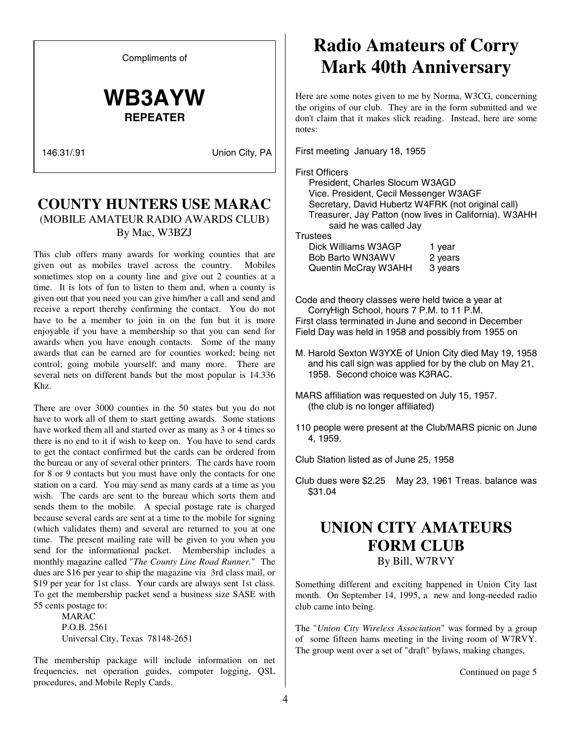Compliments of

**WB3AYW**

**REPEATER**

146.31/.91 Union City, PA

## COUNTY HUNTERS USE MARAC

(MOBILE AMATEUR RADIO AWARDS CLUB)

By Mac, W3BZJ

This club offers many awards for working counties that are given out as mobiles travel across the country. Mobiles sometimes stop on a county line and give out 2 counties at a time. It is lots of fun to listen to them and, when a county is given out that you need you can give him/her a call and send and receive a report thereby confirming the contact. You do not have to be a member to join in on the fun but it is more enjoyable if you have a membership so that you can send for awards when you have enough contacts. Some of the many awards that can be earned are for counties worked; being net control; going mobile yourself; and many more. There are several nets on different bands but the most popular is 14.336 Khz.

There are over 3000 counties in the 50 states but you do not have to work all of them to start getting awards. Some stations have worked them all and started over as many as 3 or 4 times so there is no end to it if wish to keep on. You have to send cards to get the contact confirmed but the cards can be ordered from the bureau or any of several other printers. The cards have room for 8 or 9 contacts but you must have only the contacts for one station on a card. You may send as many cards at a time as you wish. The cards are sent to the bureau which sorts them and sends them to the mobile. A special postage rate is charged because several cards are sent at a time to the mobile for signing (which validates them) and several are returned to you at one time. The present mailing rate will be given to you when you send for the informational packet. Membership includes a monthly magazine called "*The County Line Road Runner.*" The dues are $16 per year to ship the magazine via 3rd class mail, or $19 per year for 1st class. Your cards are always sent 1st class. To get the membership packet send a business size SASE with 55 cents postage to:

MARAC
P.O.B. 2561
Universal City, Texas 78148-2651

The membership package will include information on net frequencies, net operation guides, computer logging, QSL procedures, and Mobile Reply Cards.

# Radio Amateurs of Corry Mark 40th Anniversary

Here are some notes given to me by Norma, W3CG, concerning the origins of our club. They are in the form submitted and we don't claim that it makes slick reading. Instead, here are some notes:

First meeting January 18, 1955

First Officers
- President, Charles Slocum W3AGD
- Vice. President, Cecil Messenger W3AGF
- Secretary, David Hubertz W4FRK (not original call)
- Treasurer, Jay Patton (now lives in California). W3AHH said he was called Jay

Trustees

| | |
|---|---|
| Dick Williams W3AGP | 1 year |
| Bob Barto WN3AWV | 2 years |
| Quentin McCray W3AHH | 3 years |

Code and theory classes were held twice a year at CorryHigh School, hours 7 P.M. to 11 P.M.
First class terminated in June and second in December
Field Day was held in 1958 and possibly from 1955 on

M. Harold Sexton W3YXE of Union City died May 19, 1958 and his call sign was applied for by the club on May 21, 1958. Second choice was K3RAC.

MARS affiliation was requested on July 15, 1957. (the club is no longer affiliated)

110 people were present at the Club/MARS picnic on June 4, 1959.

Club Station listed as of June 25, 1958

Club dues were $2.25 May 23, 1961 Treas. balance was $31.04

## UNION CITY AMATEURS FORM CLUB

By Bill, W7RVY

Something different and exciting happened in Union City last month. On September 14, 1995, a new and long-needed radio club came into being.

The "*Union City Wireless Association*" was formed by a group of some fifteen hams meeting in the living room of W7RVY. The group went over a set of "draft" bylaws, making changes,

Continued on page 5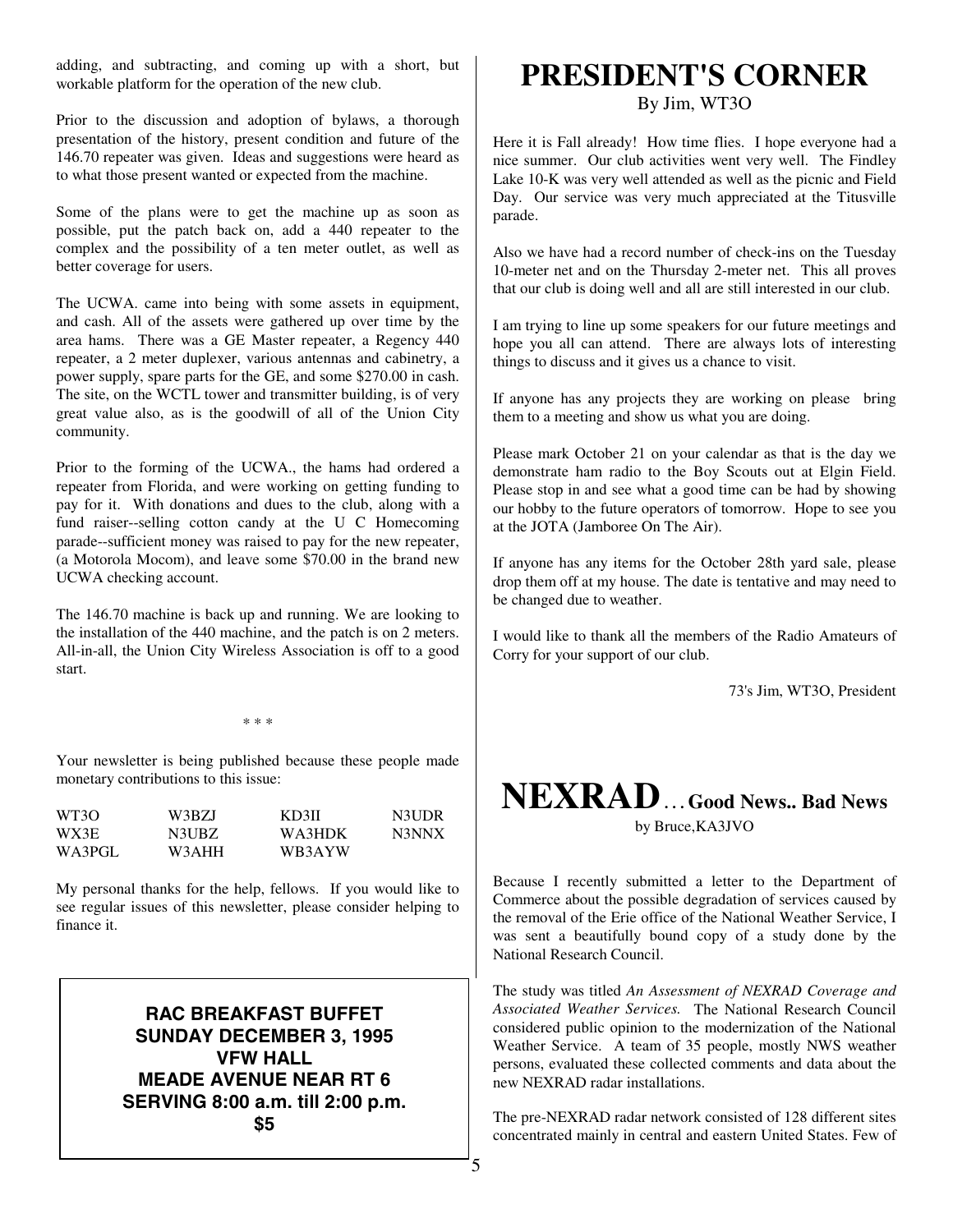adding, and subtracting, and coming up with a short, but workable platform for the operation of the new club.

Prior to the discussion and adoption of bylaws, a thorough presentation of the history, present condition and future of the 146.70 repeater was given. Ideas and suggestions were heard as to what those present wanted or expected from the machine.

Some of the plans were to get the machine up as soon as possible, put the patch back on, add a 440 repeater to the complex and the possibility of a ten meter outlet, as well as better coverage for users.

The UCWA. came into being with some assets in equipment, and cash. All of the assets were gathered up over time by the area hams. There was a GE Master repeater, a Regency 440 repeater, a 2 meter duplexer, various antennas and cabinetry, a power supply, spare parts for the GE, and some $270.00 in cash. The site, on the WCTL tower and transmitter building, is of very great value also, as is the goodwill of all of the Union City community.

Prior to the forming of the UCWA., the hams had ordered a repeater from Florida, and were working on getting funding to pay for it. With donations and dues to the club, along with a fund raiser--selling cotton candy at the U C Homecoming parade--sufficient money was raised to pay for the new repeater, (a Motorola Mocom), and leave some $70.00 in the brand new UCWA checking account.

The 146.70 machine is back up and running. We are looking to the installation of the 440 machine, and the patch is on 2 meters. All-in-all, the Union City Wireless Association is off to a good start.

* * *

Your newsletter is being published because these people made monetary contributions to this issue:

| | | | |
|---|---|---|---|
| WT3O | W3BZJ | KD3II | N3UDR |
| WX3E | N3UBZ | WA3HDK | N3NNX |
| WA3PGL | W3AHH | WB3AYW | |

My personal thanks for the help, fellows. If you would like to see regular issues of this newsletter, please consider helping to finance it.

**RAC BREAKFAST BUFFET**
**SUNDAY DECEMBER 3, 1995**
**VFW HALL**
**MEADE AVENUE NEAR RT 6**
**SERVING 8:00 a.m. till 2:00 p.m.**
**$5**

# PRESIDENT'S CORNER

By Jim, WT3O

Here it is Fall already! How time flies. I hope everyone had a nice summer. Our club activities went very well. The Findley Lake 10-K was very well attended as well as the picnic and Field Day. Our service was very much appreciated at the Titusville parade.

Also we have had a record number of check-ins on the Tuesday 10-meter net and on the Thursday 2-meter net. This all proves that our club is doing well and all are still interested in our club.

I am trying to line up some speakers for our future meetings and hope you all can attend. There are always lots of interesting things to discuss and it gives us a chance to visit.

If anyone has any projects they are working on please bring them to a meeting and show us what you are doing.

Please mark October 21 on your calendar as that is the day we demonstrate ham radio to the Boy Scouts out at Elgin Field. Please stop in and see what a good time can be had by showing our hobby to the future operators of tomorrow. Hope to see you at the JOTA (Jamboree On The Air).

If anyone has any items for the October 28th yard sale, please drop them off at my house. The date is tentative and may need to be changed due to weather.

I would like to thank all the members of the Radio Amateurs of Corry for your support of our club.

73's Jim, WT3O, President

# NEXRAD… Good News.. Bad News

by Bruce,KA3JVO

Because I recently submitted a letter to the Department of Commerce about the possible degradation of services caused by the removal of the Erie office of the National Weather Service, I was sent a beautifully bound copy of a study done by the National Research Council.

The study was titled *An Assessment of NEXRAD Coverage and Associated Weather Services.* The National Research Council considered public opinion to the modernization of the National Weather Service. A team of 35 people, mostly NWS weather persons, evaluated these collected comments and data about the new NEXRAD radar installations.

The pre-NEXRAD radar network consisted of 128 different sites concentrated mainly in central and eastern United States. Few of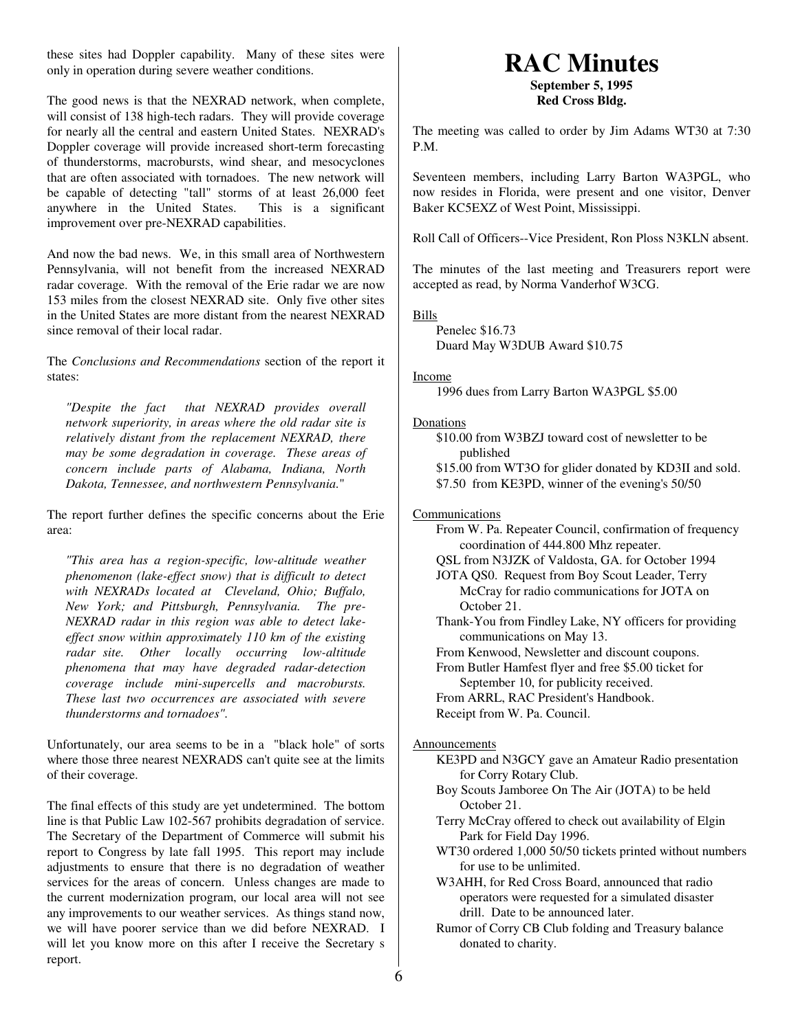these sites had Doppler capability. Many of these sites were only in operation during severe weather conditions.

The good news is that the NEXRAD network, when complete, will consist of 138 high-tech radars. They will provide coverage for nearly all the central and eastern United States. NEXRAD's Doppler coverage will provide increased short-term forecasting of thunderstorms, macrobursts, wind shear, and mesocyclones that are often associated with tornadoes. The new network will be capable of detecting "tall" storms of at least 26,000 feet anywhere in the United States. This is a significant improvement over pre-NEXRAD capabilities.

And now the bad news. We, in this small area of Northwestern Pennsylvania, will not benefit from the increased NEXRAD radar coverage. With the removal of the Erie radar we are now 153 miles from the closest NEXRAD site. Only five other sites in the United States are more distant from the nearest NEXRAD since removal of their local radar.

The *Conclusions and Recommendations* section of the report it states:

> *"Despite the fact that NEXRAD provides overall network superiority, in areas where the old radar site is relatively distant from the replacement NEXRAD, there may be some degradation in coverage. These areas of concern include parts of Alabama, Indiana, North Dakota, Tennessee, and northwestern Pennsylvania."*

The report further defines the specific concerns about the Erie area:

> *"This area has a region-specific, low-altitude weather phenomenon (lake-effect snow) that is difficult to detect with NEXRADs located at Cleveland, Ohio; Buffalo, New York; and Pittsburgh, Pennsylvania. The pre-NEXRAD radar in this region was able to detect lake-effect snow within approximately 110 km of the existing radar site. Other locally occurring low-altitude phenomena that may have degraded radar-detection coverage include mini-supercells and macrobursts. These last two occurrences are associated with severe thunderstorms and tornadoes".*

Unfortunately, our area seems to be in a "black hole" of sorts where those three nearest NEXRADS can't quite see at the limits of their coverage.

The final effects of this study are yet undetermined. The bottom line is that Public Law 102-567 prohibits degradation of service. The Secretary of the Department of Commerce will submit his report to Congress by late fall 1995. This report may include adjustments to ensure that there is no degradation of weather services for the areas of concern. Unless changes are made to the current modernization program, our local area will not see any improvements to our weather services. As things stand now, we will have poorer service than we did before NEXRAD. I will let you know more on this after I receive the Secretary s report.

# RAC Minutes

**September 5, 1995**
**Red Cross Bldg.**

The meeting was called to order by Jim Adams WT30 at 7:30 P.M.

Seventeen members, including Larry Barton WA3PGL, who now resides in Florida, were present and one visitor, Denver Baker KC5EXZ of West Point, Mississippi.

Roll Call of Officers--Vice President, Ron Ploss N3KLN absent.

The minutes of the last meeting and Treasurers report were accepted as read, by Norma Vanderhof W3CG.

Bills

- Penelec $16.73
- Duard May W3DUB Award $10.75

Income

- 1996 dues from Larry Barton WA3PGL $5.00

Donations

- $10.00 from W3BZJ toward cost of newsletter to be published
- $15.00 from WT3O for glider donated by KD3II and sold.
- $7.50 from KE3PD, winner of the evening's 50/50

Communications

- From W. Pa. Repeater Council, confirmation of frequency coordination of 444.800 Mhz repeater.
- QSL from N3JZK of Valdosta, GA. for October 1994
- JOTA QS0. Request from Boy Scout Leader, Terry McCray for radio communications for JOTA on October 21.
- Thank-You from Findley Lake, NY officers for providing communications on May 13.
- From Kenwood, Newsletter and discount coupons.
- From Butler Hamfest flyer and free $5.00 ticket for September 10, for publicity received.
- From ARRL, RAC President's Handbook.
- Receipt from W. Pa. Council.

Announcements

- KE3PD and N3GCY gave an Amateur Radio presentation for Corry Rotary Club.
- Boy Scouts Jamboree On The Air (JOTA) to be held October 21.
- Terry McCray offered to check out availability of Elgin Park for Field Day 1996.
- WT30 ordered 1,000 50/50 tickets printed without numbers for use to be unlimited.
- W3AHH, for Red Cross Board, announced that radio operators were requested for a simulated disaster drill. Date to be announced later.
- Rumor of Corry CB Club folding and Treasury balance donated to charity.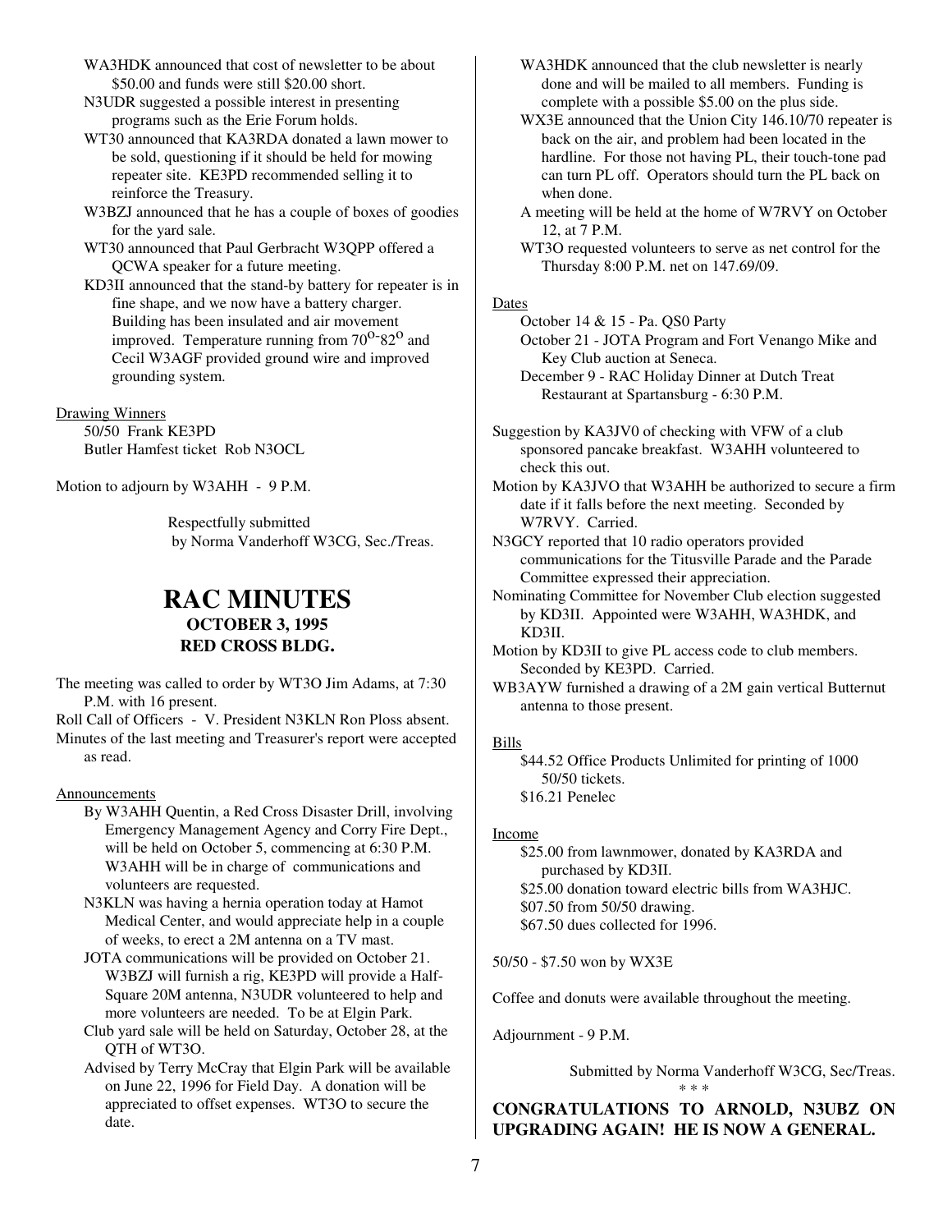WA3HDK announced that cost of newsletter to be about $50.00 and funds were still $20.00 short.

N3UDR suggested a possible interest in presenting programs such as the Erie Forum holds.

WT30 announced that KA3RDA donated a lawn mower to be sold, questioning if it should be held for mowing repeater site. KE3PD recommended selling it to reinforce the Treasury.

W3BZJ announced that he has a couple of boxes of goodies for the yard sale.

WT30 announced that Paul Gerbracht W3QPP offered a QCWA speaker for a future meeting.

KD3II announced that the stand-by battery for repeater is in fine shape, and we now have a battery charger. Building has been insulated and air movement improved. Temperature running from $70^{o}$-$82^{o}$ and Cecil W3AGF provided ground wire and improved grounding system.

Drawing Winners

50/50 Frank KE3PD
Butler Hamfest ticket Rob N3OCL

Motion to adjourn by W3AHH - 9 P.M.

Respectfully submitted
by Norma Vanderhoff W3CG, Sec./Treas.

# RAC MINUTES
## OCTOBER 3, 1995
## RED CROSS BLDG.

The meeting was called to order by WT3O Jim Adams, at 7:30 P.M. with 16 present.

Roll Call of Officers - V. President N3KLN Ron Ploss absent.

Minutes of the last meeting and Treasurer's report were accepted as read.

Announcements

By W3AHH Quentin, a Red Cross Disaster Drill, involving Emergency Management Agency and Corry Fire Dept., will be held on October 5, commencing at 6:30 P.M. W3AHH will be in charge of communications and volunteers are requested.

N3KLN was having a hernia operation today at Hamot Medical Center, and would appreciate help in a couple of weeks, to erect a 2M antenna on a TV mast.

JOTA communications will be provided on October 21. W3BZJ will furnish a rig, KE3PD will provide a Half-Square 20M antenna, N3UDR volunteered to help and more volunteers are needed. To be at Elgin Park.

Club yard sale will be held on Saturday, October 28, at the QTH of WT3O.

Advised by Terry McCray that Elgin Park will be available on June 22, 1996 for Field Day. A donation will be appreciated to offset expenses. WT3O to secure the date.

WA3HDK announced that the club newsletter is nearly done and will be mailed to all members. Funding is complete with a possible $5.00 on the plus side.

WX3E announced that the Union City 146.10/70 repeater is back on the air, and problem had been located in the hardline. For those not having PL, their touch-tone pad can turn PL off. Operators should turn the PL back on when done.

A meeting will be held at the home of W7RVY on October 12, at 7 P.M.

WT3O requested volunteers to serve as net control for the Thursday 8:00 P.M. net on 147.69/09.

Dates

October 14 & 15 - Pa. QS0 Party
October 21 - JOTA Program and Fort Venango Mike and Key Club auction at Seneca.
December 9 - RAC Holiday Dinner at Dutch Treat Restaurant at Spartansburg - 6:30 P.M.

Suggestion by KA3JV0 of checking with VFW of a club sponsored pancake breakfast. W3AHH volunteered to check this out.

Motion by KA3JVO that W3AHH be authorized to secure a firm date if it falls before the next meeting. Seconded by W7RVY. Carried.

N3GCY reported that 10 radio operators provided communications for the Titusville Parade and the Parade Committee expressed their appreciation.

Nominating Committee for November Club election suggested by KD3II. Appointed were W3AHH, WA3HDK, and KD3II.

Motion by KD3II to give PL access code to club members. Seconded by KE3PD. Carried.

WB3AYW furnished a drawing of a 2M gain vertical Butternut antenna to those present.

Bills

$44.52 Office Products Unlimited for printing of 1000 50/50 tickets.
$16.21 Penelec

Income

$25.00 from lawnmower, donated by KA3RDA and purchased by KD3II.
$25.00 donation toward electric bills from WA3HJC.
$07.50 from 50/50 drawing.
$67.50 dues collected for 1996.

50/50 - $7.50 won by WX3E

Coffee and donuts were available throughout the meeting.

Adjournment - 9 P.M.

Submitted by Norma Vanderhoff W3CG, Sec/Treas.

* * *

**CONGRATULATIONS TO ARNOLD, N3UBZ ON UPGRADING AGAIN! HE IS NOW A GENERAL.**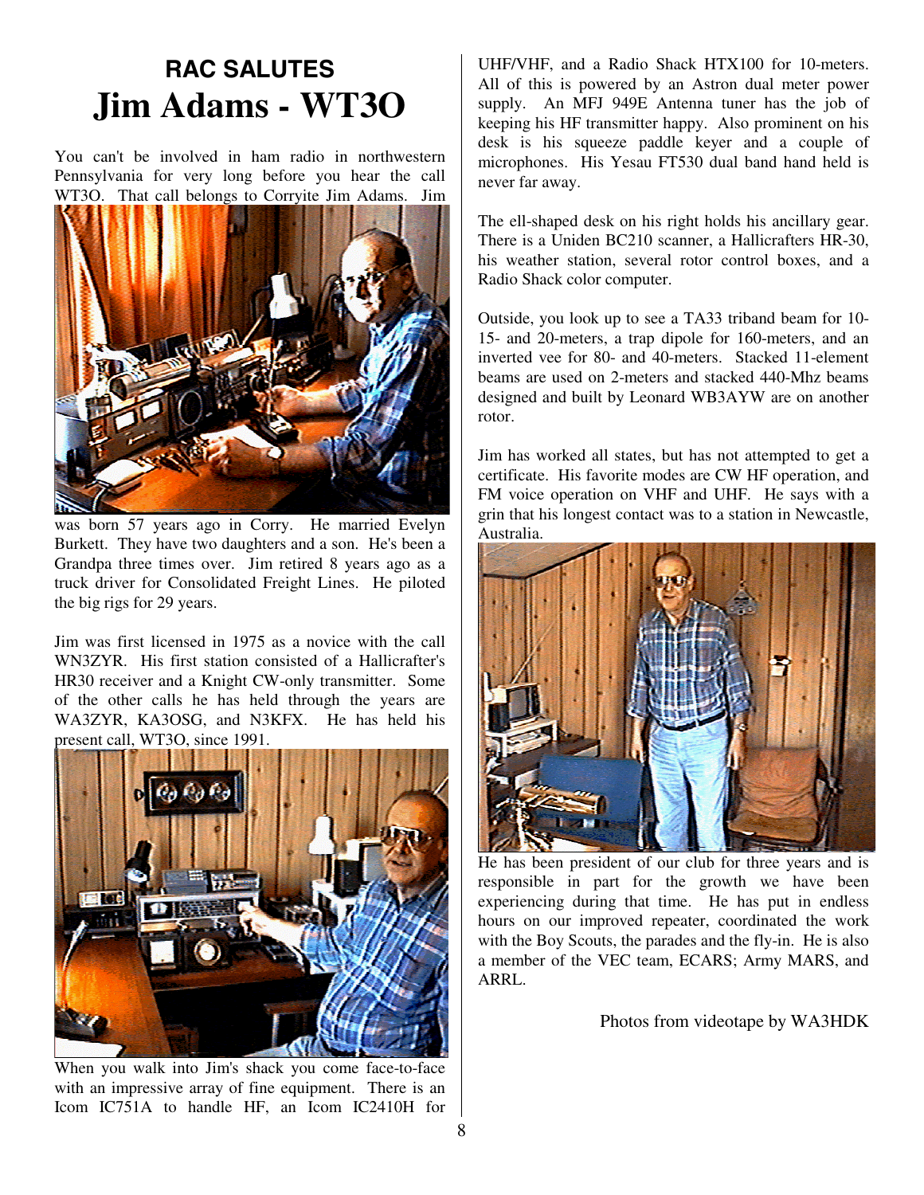## RAC SALUTES

# Jim Adams - WT3O

You can't be involved in ham radio in northwestern Pennsylvania for very long before you hear the call WT3O. That call belongs to Corryite Jim Adams. Jim was born 57 years ago in Corry. He married Evelyn Burkett. They have two daughters and a son. He's been a Grandpa three times over. Jim retired 8 years ago as a truck driver for Consolidated Freight Lines. He piloted the big rigs for 29 years.

Jim was first licensed in 1975 as a novice with the call WN3ZYR. His first station consisted of a Hallicrafter's HR30 receiver and a Knight CW-only transmitter. Some of the other calls he has held through the years are WA3ZYR, KA3OSG, and N3KFX. He has held his present call, WT3O, since 1991.

When you walk into Jim's shack you come face-to-face with an impressive array of fine equipment. There is an Icom IC751A to handle HF, an Icom IC2410H for UHF/VHF, and a Radio Shack HTX100 for 10-meters. All of this is powered by an Astron dual meter power supply. An MFJ 949E Antenna tuner has the job of keeping his HF transmitter happy. Also prominent on his desk is his squeeze paddle keyer and a couple of microphones. His Yesau FT530 dual band hand held is never far away.

The ell-shaped desk on his right holds his ancillary gear. There is a Uniden BC210 scanner, a Hallicrafters HR-30, his weather station, several rotor control boxes, and a Radio Shack color computer.

Outside, you look up to see a TA33 triband beam for 10-15- and 20-meters, a trap dipole for 160-meters, and an inverted vee for 80- and 40-meters. Stacked 11-element beams are used on 2-meters and stacked 440-Mhz beams designed and built by Leonard WB3AYW are on another rotor.

Jim has worked all states, but has not attempted to get a certificate. His favorite modes are CW HF operation, and FM voice operation on VHF and UHF. He says with a grin that his longest contact was to a station in Newcastle, Australia.

He has been president of our club for three years and is responsible in part for the growth we have been experiencing during that time. He has put in endless hours on our improved repeater, coordinated the work with the Boy Scouts, the parades and the fly-in. He is also a member of the VEC team, ECARS; Army MARS, and ARRL.

Photos from videotape by WA3HDK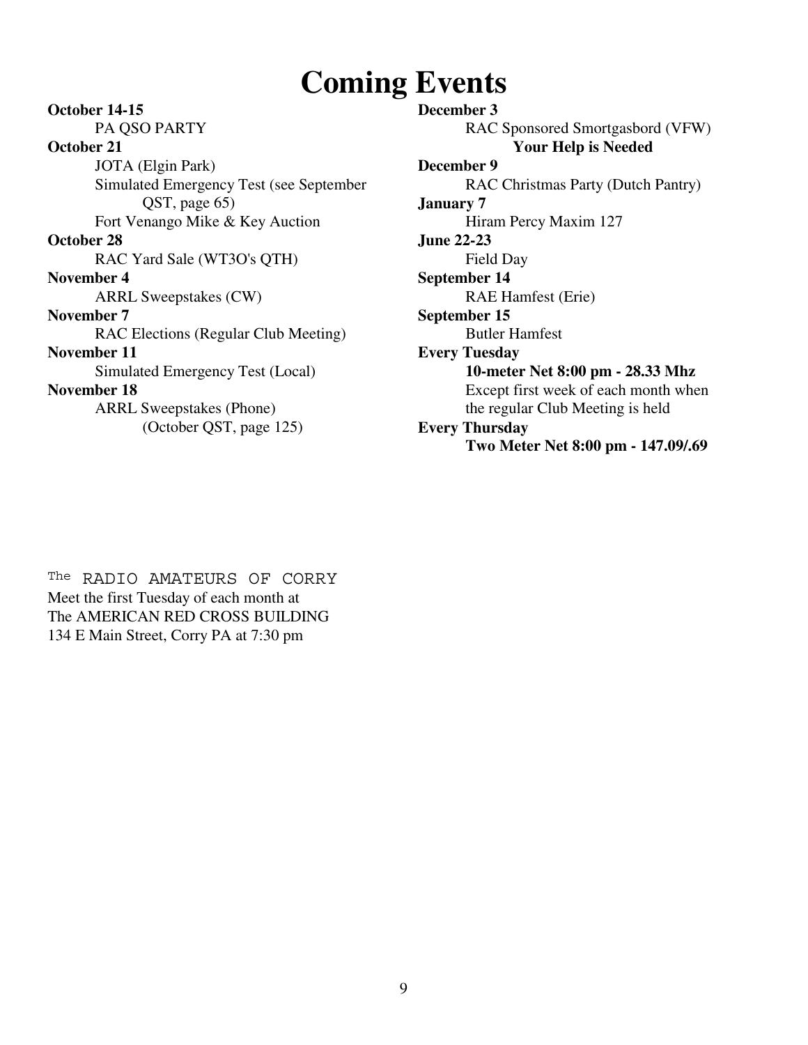# Coming Events

**October 14-15**
PA QSO PARTY

**October 21**
JOTA (Elgin Park)
Simulated Emergency Test (see September QST, page 65)
Fort Venango Mike & Key Auction

**October 28**
RAC Yard Sale (WT3O's QTH)

**November 4**
ARRL Sweepstakes (CW)

**November 7**
RAC Elections (Regular Club Meeting)

**November 11**
Simulated Emergency Test (Local)

**November 18**
ARRL Sweepstakes (Phone)
(October QST, page 125)

**December 3**
RAC Sponsored Smortgasbord (VFW)
**Your Help is Needed**

**December 9**
RAC Christmas Party (Dutch Pantry)

**January 7**
Hiram Percy Maxim 127

**June 22-23**
Field Day

**September 14**
RAE Hamfest (Erie)

**September 15**
Butler Hamfest

**Every Tuesday**
**10-meter Net 8:00 pm - 28.33 Mhz**
Except first week of each month when the regular Club Meeting is held

**Every Thursday**
**Two Meter Net 8:00 pm - 147.09/.69**

The RADIO AMATEURS OF CORRY
Meet the first Tuesday of each month at
The AMERICAN RED CROSS BUILDING
134 E Main Street, Corry PA at 7:30 pm